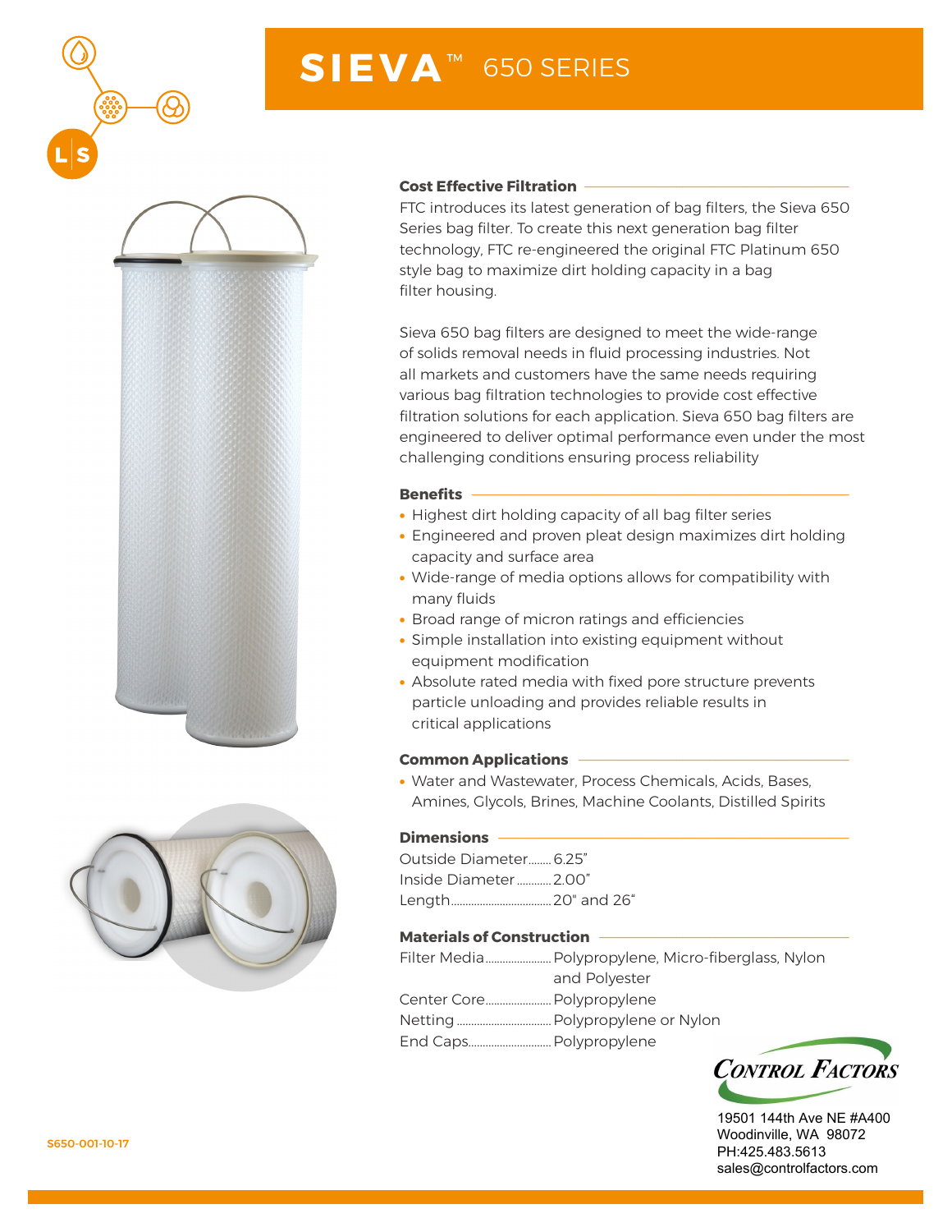# SIEVA™ 650 SERIES

## Cost Effective Filtration

FTC introduces its latest generation of bag filters, the Sieva 650 Series bag filter. To create this next generation bag filter technology, FTC re-engineered the original FTC Platinum 650 style bag to maximize dirt holding capacity in a bag filter housing.

Sieva 650 bag filters are designed to meet the wide-range of solids removal needs in fluid processing industries. Not all markets and customers have the same needs requiring various bag filtration technologies to provide cost effective filtration solutions for each application. Sieva 650 bag filters are engineered to deliver optimal performance even under the most challenging conditions ensuring process reliability

## Benefits

- Highest dirt holding capacity of all bag filter series
- Engineered and proven pleat design maximizes dirt holding capacity and surface area
- Wide-range of media options allows for compatibility with many fluids
- Broad range of micron ratings and efficiencies
- Simple installation into existing equipment without equipment modification
- Absolute rated media with fixed pore structure prevents particle unloading and provides reliable results in critical applications

## Common Applications

- Water and Wastewater, Process Chemicals, Acids, Bases, Amines, Glycols, Brines, Machine Coolants, Distilled Spirits

## Dimensions

Outside Diameter........ 6.25"
Inside Diameter............ 2.00"
Length.................................. 20" and 26"

## Materials of Construction

Filter Media........................ Polypropylene, Micro-fiberglass, Nylon and Polyester
Center Core....................... Polypropylene
Netting ................................. Polypropylene or Nylon
End Caps............................. Polypropylene

CONTROL FACTORS
19501 144th Ave NE #A400
Woodinville, WA 98072
PH:425.483.5613
sales@controlfactors.com

S650-001-10-17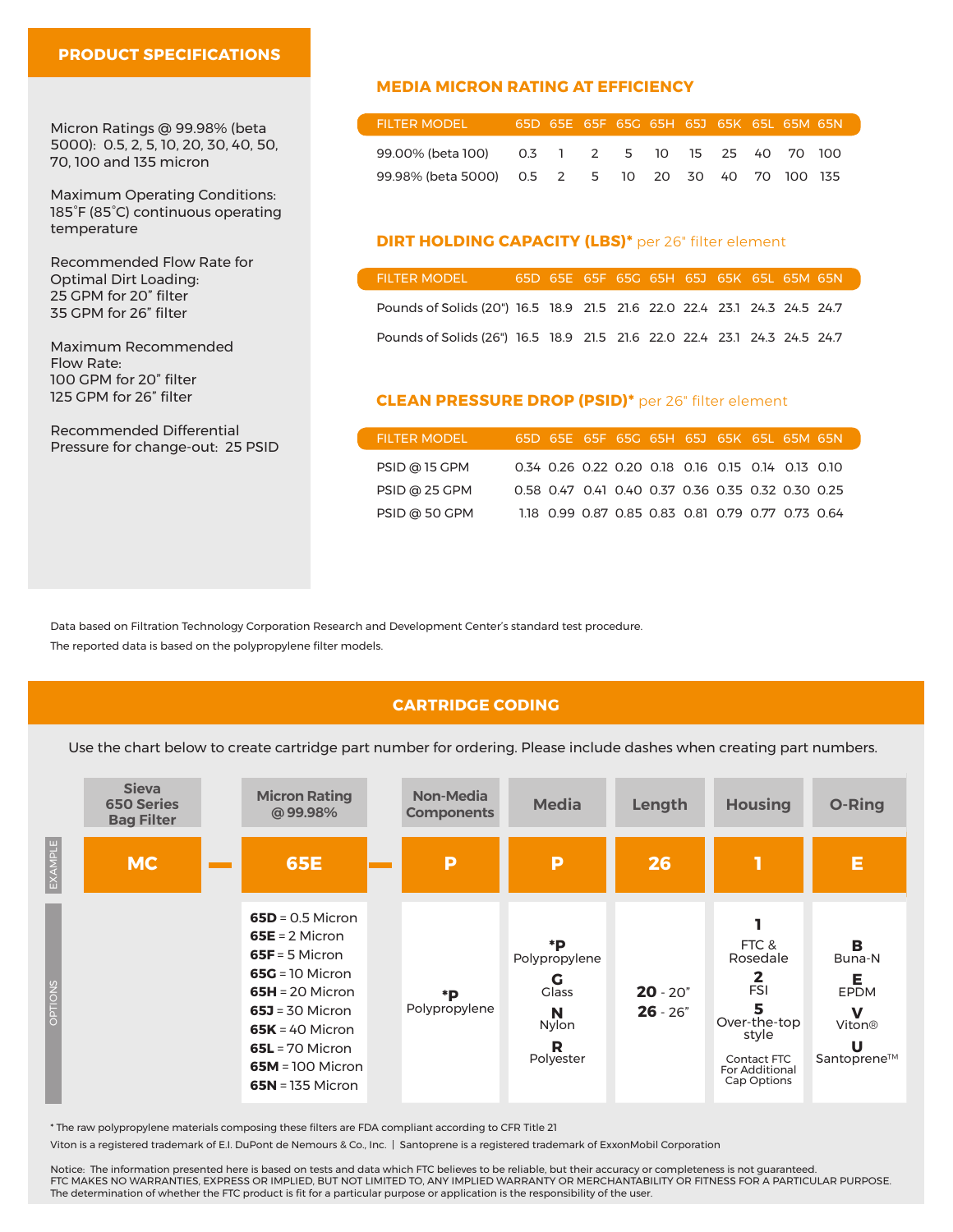## PRODUCT SPECIFICATIONS

Micron Ratings @ 99.98% (beta 5000): 0.5, 2, 5, 10, 20, 30, 40, 50, 70, 100 and 135 micron

Maximum Operating Conditions:
185˚F (85˚C) continuous operating temperature

Recommended Flow Rate for Optimal Dirt Loading:
25 GPM for 20" filter
35 GPM for 26" filter

Maximum Recommended Flow Rate:
100 GPM for 20" filter
125 GPM for 26" filter

Recommended Differential Pressure for change-out: 25 PSID

## MEDIA MICRON RATING AT EFFICIENCY

| FILTER MODEL | 65D | 65E | 65F | 65G | 65H | 65J | 65K | 65L | 65M | 65N |
|---|---|---|---|---|---|---|---|---|---|---|
| 99.00% (beta 100) | 0.3 | 1 | 2 | 5 | 10 | 15 | 25 | 40 | 70 | 100 |
| 99.98% (beta 5000) | 0.5 | 2 | 5 | 10 | 20 | 30 | 40 | 70 | 100 | 135 |

## DIRT HOLDING CAPACITY (LBS)* per 26" filter element

| FILTER MODEL | 65D | 65E | 65F | 65G | 65H | 65J | 65K | 65L | 65M | 65N |
|---|---|---|---|---|---|---|---|---|---|---|
| Pounds of Solids (20") | 16.5 | 18.9 | 21.5 | 21.6 | 22.0 | 22.4 | 23.1 | 24.3 | 24.5 | 24.7 |
| Pounds of Solids (26") | 16.5 | 18.9 | 21.5 | 21.6 | 22.0 | 22.4 | 23.1 | 24.3 | 24.5 | 24.7 |

## CLEAN PRESSURE DROP (PSID)* per 26" filter element

| FILTER MODEL | 65D | 65E | 65F | 65G | 65H | 65J | 65K | 65L | 65M | 65N |
|---|---|---|---|---|---|---|---|---|---|---|
| PSID @ 15 GPM | 0.34 | 0.26 | 0.22 | 0.20 | 0.18 | 0.16 | 0.15 | 0.14 | 0.13 | 0.10 |
| PSID @ 25 GPM | 0.58 | 0.47 | 0.41 | 0.40 | 0.37 | 0.36 | 0.35 | 0.32 | 0.30 | 0.25 |
| PSID @ 50 GPM | 1.18 | 0.99 | 0.87 | 0.85 | 0.83 | 0.81 | 0.79 | 0.77 | 0.73 | 0.64 |

Data based on Filtration Technology Corporation Research and Development Center's standard test procedure.
The reported data is based on the polypropylene filter models.

## CARTRIDGE CODING

Use the chart below to create cartridge part number for ordering. Please include dashes when creating part numbers.

| | Sieva 650 Series Bag Filter | Micron Rating @ 99.98% | Non-Media Components | Media | Length | Housing | O-Ring |
|---|---|---|---|---|---|---|---|
| EXAMPLE | MC - | 65E - | P | P | 26 | 1 | E |
| OPTIONS | | **65D** = 0.5 Micron<br>**65E** = 2 Micron<br>**65F** = 5 Micron<br>**65G** = 10 Micron<br>**65H** = 20 Micron<br>**65J** = 30 Micron<br>**65K** = 40 Micron<br>**65L** = 70 Micron<br>**65M** = 100 Micron<br>**65N** = 135 Micron | ***P** Polypropylene | ***P** Polypropylene<br>**G** Glass<br>**N** Nylon<br>**R** Polyester | **20** - 20"<br>**26** - 26" | **1** FTC & Rosedale<br>**2** FSI<br>**5** Over-the-top style<br>Contact FTC For Additional Cap Options | **B** Buna-N<br>**E** EPDM<br>**V** Viton®<br>**U** Santoprene™ |

* The raw polypropylene materials composing these filters are FDA compliant according to CFR Title 21

Viton is a registered trademark of E.I. DuPont de Nemours & Co., Inc. | Santoprene is a registered trademark of ExxonMobil Corporation

Notice: The information presented here is based on tests and data which FTC believes to be reliable, but their accuracy or completeness is not guaranteed. FTC MAKES NO WARRANTIES, EXPRESS OR IMPLIED, BUT NOT LIMITED TO, ANY IMPLIED WARRANTY OR MERCHANTABILITY OR FITNESS FOR A PARTICULAR PURPOSE. The determination of whether the FTC product is fit for a particular purpose or application is the responsibility of the user.